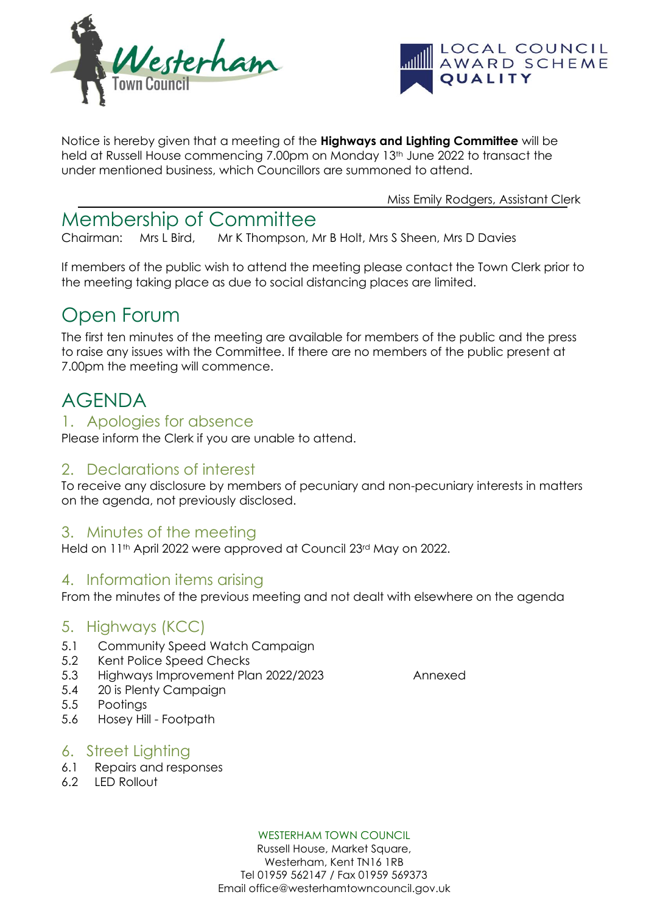Notice is hereby given that a meeting of the **Highways and Lighting Committee** will be held at Russell House commencing 7.00pm on Monday 13th June 2022 to transact the under mentioned business, which Councillors are summoned to attend.

Miss Emily Rodgers, Assistant Clerk

# Membership of Committee

Chairman: Mrs L Bird, Mr K Thompson, Mr B Holt, Mrs S Sheen, Mrs D Davies

If members of the public wish to attend the meeting please contact the Town Clerk prior to the meeting taking place as due to social distancing places are limited.

# Open Forum

The first ten minutes of the meeting are available for members of the public and the press to raise any issues with the Committee. If there are no members of the public present at 7.00pm the meeting will commence.

# AGENDA

## 1. Apologies for absence

Please inform the Clerk if you are unable to attend.

## 2. Declarations of interest

To receive any disclosure by members of pecuniary and non-pecuniary interests in matters on the agenda, not previously disclosed.

## 3. Minutes of the meeting

Held on 11th April 2022 were approved at Council 23rd May on 2022.

## 4. Information items arising

From the minutes of the previous meeting and not dealt with elsewhere on the agenda

## 5. Highways (KCC)

5.1 Community Speed Watch Campaign
5.2 Kent Police Speed Checks
5.3 Highways Improvement Plan 2022/2023 — Annexed
5.4 20 is Plenty Campaign
5.5 Pootings
5.6 Hosey Hill - Footpath

## 6. Street Lighting

6.1 Repairs and responses
6.2 LED Rollout

WESTERHAM TOWN COUNCIL
Russell House, Market Square,
Westerham, Kent TN16 1RB
Tel 01959 562147 / Fax 01959 569373
Email office@westerhamtowncouncil.gov.uk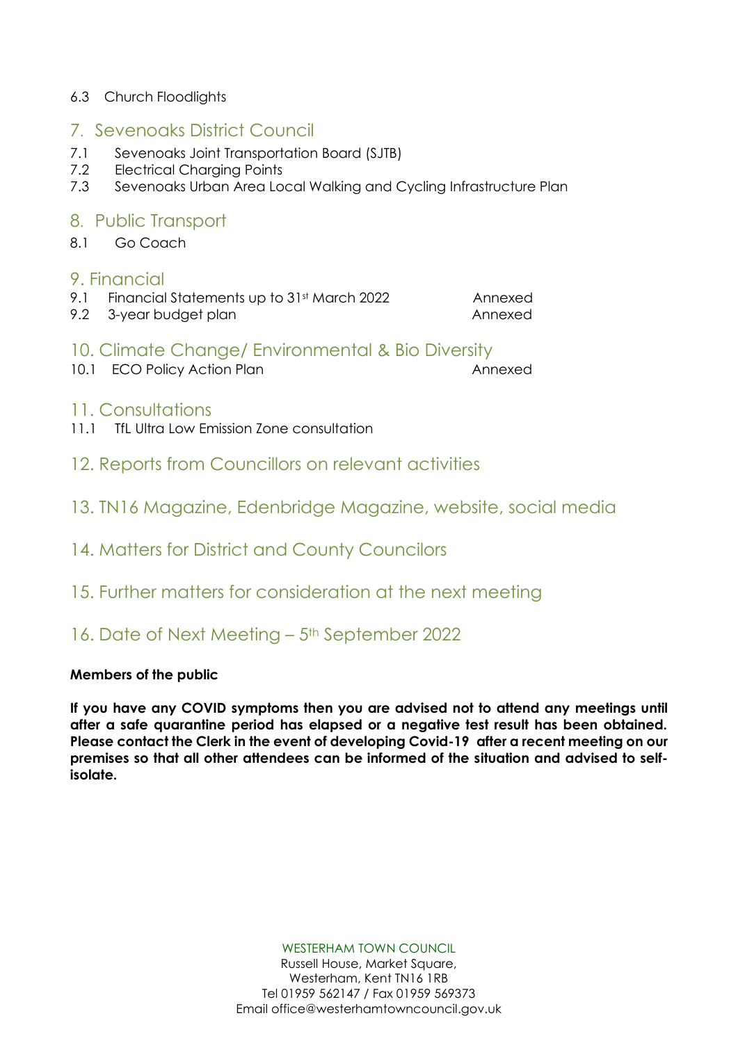6.3 Church Floodlights

## 7. Sevenoaks District Council

7.1 Sevenoaks Joint Transportation Board (SJTB)
7.2 Electrical Charging Points
7.3 Sevenoaks Urban Area Local Walking and Cycling Infrastructure Plan

## 8. Public Transport

8.1 Go Coach

## 9. Financial

9.1 Financial Statements up to 31st March 2022 Annexed
9.2 3-year budget plan Annexed

## 10. Climate Change/ Environmental & Bio Diversity

10.1 ECO Policy Action Plan Annexed

## 11. Consultations

11.1 TfL Ultra Low Emission Zone consultation

## 12. Reports from Councillors on relevant activities

## 13. TN16 Magazine, Edenbridge Magazine, website, social media

## 14. Matters for District and County Councilors

## 15. Further matters for consideration at the next meeting

## 16. Date of Next Meeting – 5th September 2022

**Members of the public**

**If you have any COVID symptoms then you are advised not to attend any meetings until after a safe quarantine period has elapsed or a negative test result has been obtained. Please contact the Clerk in the event of developing Covid-19 after a recent meeting on our premises so that all other attendees can be informed of the situation and advised to self-isolate.**

WESTERHAM TOWN COUNCIL
Russell House, Market Square,
Westerham, Kent TN16 1RB
Tel 01959 562147 / Fax 01959 569373
Email office@westerhamtowncouncil.gov.uk